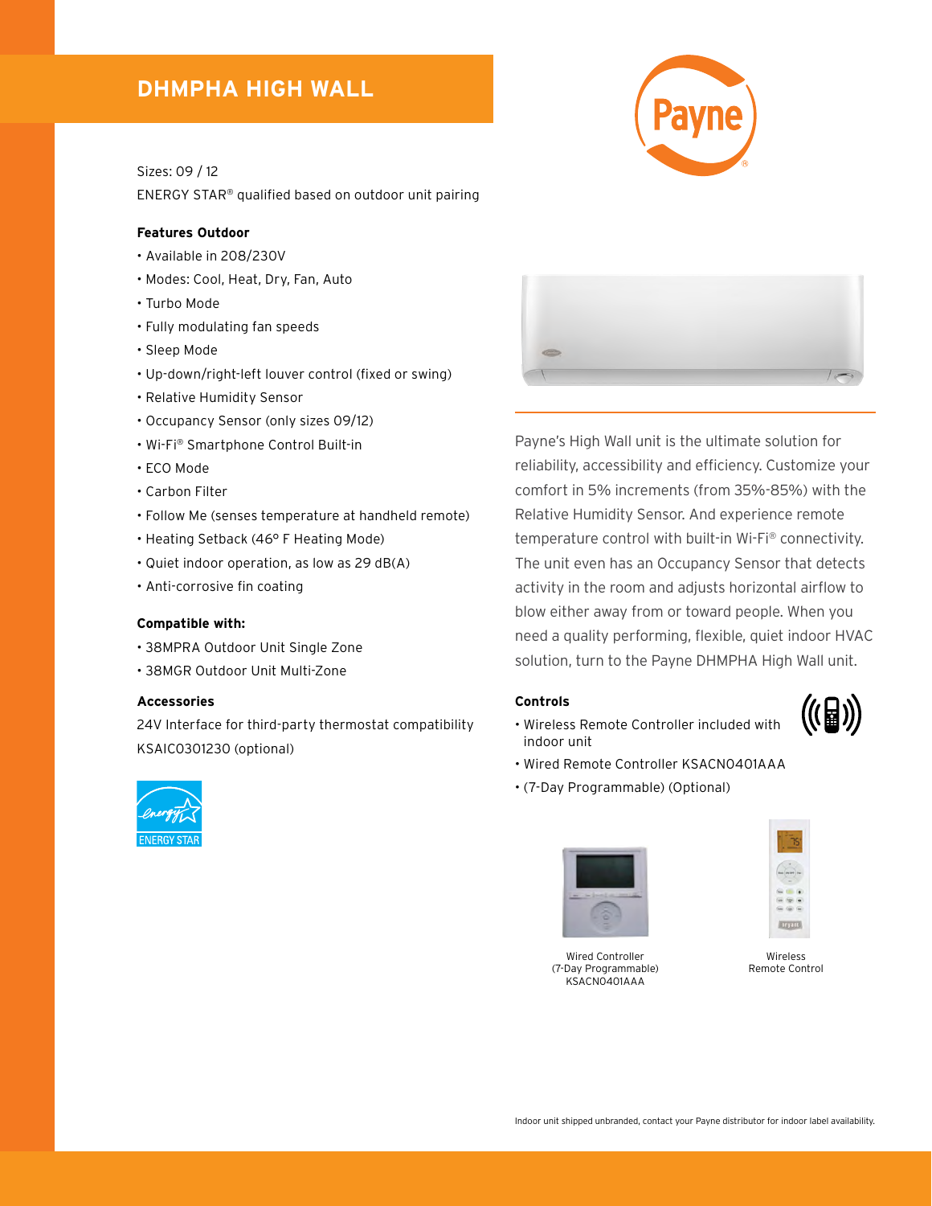# DHMPHA HIGH WALL

Sizes: 09 / 12

ENERGY STAR® qualified based on outdoor unit pairing

### Features Outdoor

- Available in 208/230V
- Modes: Cool, Heat, Dry, Fan, Auto
- Turbo Mode
- Fully modulating fan speeds
- Sleep Mode
- Up-down/right-left louver control (fixed or swing)
- Relative Humidity Sensor
- Occupancy Sensor (only sizes 09/12)
- Wi-Fi® Smartphone Control Built-in
- ECO Mode
- Carbon Filter
- Follow Me (senses temperature at handheld remote)
- Heating Setback (46° F Heating Mode)
- Quiet indoor operation, as low as 29 dB(A)
- Anti-corrosive fin coating

### Compatible with:

- 38MPRA Outdoor Unit Single Zone
- 38MGR Outdoor Unit Multi-Zone

### Accessories

24V Interface for third-party thermostat compatibility KSAIC0301230 (optional)

Payne's High Wall unit is the ultimate solution for reliability, accessibility and efficiency. Customize your comfort in 5% increments (from 35%-85%) with the Relative Humidity Sensor. And experience remote temperature control with built-in Wi-Fi® connectivity. The unit even has an Occupancy Sensor that detects activity in the room and adjusts horizontal airflow to blow either away from or toward people. When you need a quality performing, flexible, quiet indoor HVAC solution, turn to the Payne DHMPHA High Wall unit.

### Controls

- Wireless Remote Controller included with indoor unit
- Wired Remote Controller KSACN0401AAA
- (7-Day Programmable) (Optional)

Wired Controller (7-Day Programmable) KSACN0401AAA

Wireless Remote Control

Indoor unit shipped unbranded, contact your Payne distributor for indoor label availability.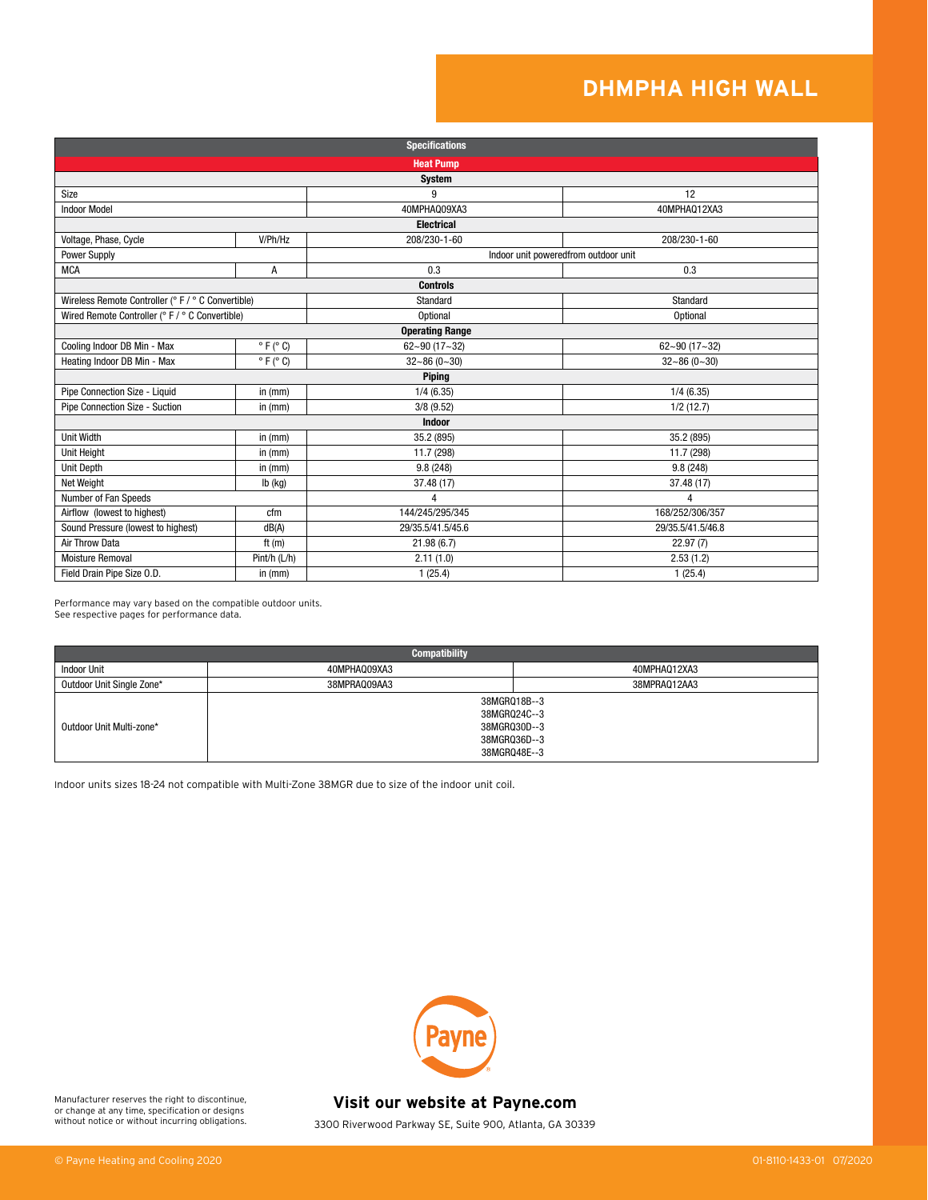# DHMPHA HIGH WALL

| Specifications | | | |
|---|---|---|---|
| **Heat Pump** | | | |
| **System** | | | |
| Size | | 9 | 12 |
| Indoor Model | | 40MPHAQ09XA3 | 40MPHAQ12XA3 |
| **Electrical** | | | |
| Voltage, Phase, Cycle | V/Ph/Hz | 208/230-1-60 | 208/230-1-60 |
| Power Supply | | Indoor unit poweredfrom outdoor unit | |
| MCA | A | 0.3 | 0.3 |
| **Controls** | | | |
| Wireless Remote Controller (° F / ° C Convertible) | | Standard | Standard |
| Wired Remote Controller (° F / ° C Convertible) | | Optional | Optional |
| **Operating Range** | | | |
| Cooling Indoor DB Min - Max | ° F (° C) | 62~90 (17~32) | 62~90 (17~32) |
| Heating Indoor DB Min - Max | ° F (° C) | 32~86 (0~30) | 32~86 (0~30) |
| **Piping** | | | |
| Pipe Connection Size - Liquid | in (mm) | 1/4 (6.35) | 1/4 (6.35) |
| Pipe Connection Size - Suction | in (mm) | 3/8 (9.52) | 1/2 (12.7) |
| **Indoor** | | | |
| Unit Width | in (mm) | 35.2 (895) | 35.2 (895) |
| Unit Height | in (mm) | 11.7 (298) | 11.7 (298) |
| Unit Depth | in (mm) | 9.8 (248) | 9.8 (248) |
| Net Weight | lb (kg) | 37.48 (17) | 37.48 (17) |
| Number of Fan Speeds | | 4 | 4 |
| Airflow (lowest to highest) | cfm | 144/245/295/345 | 168/252/306/357 |
| Sound Pressure (lowest to highest) | dB(A) | 29/35.5/41.5/45.6 | 29/35.5/41.5/46.8 |
| Air Throw Data | ft (m) | 21.98 (6.7) | 22.97 (7) |
| Moisture Removal | Pint/h (L/h) | 2.11 (1.0) | 2.53 (1.2) |
| Field Drain Pipe Size O.D. | in (mm) | 1 (25.4) | 1 (25.4) |

Performance may vary based on the compatible outdoor units.
See respective pages for performance data.

| Compatibility | | |
|---|---|---|
| Indoor Unit | 40MPHAQ09XA3 | 40MPHAQ12XA3 |
| Outdoor Unit Single Zone* | 38MPRAQ09AA3 | 38MPRAQ12AA3 |
| Outdoor Unit Multi-zone* | 38MGRQ18B--3<br>38MGRQ24C--3<br>38MGRQ30D--3<br>38MGRQ36D--3<br>38MGRQ48E--3 | |

Indoor units sizes 18-24 not compatible with Multi-Zone 38MGR due to size of the indoor unit coil.

Payne

Manufacturer reserves the right to discontinue, or change at any time, specification or designs without notice or without incurring obligations.

**Visit our website at Payne.com**

3300 Riverwood Parkway SE, Suite 900, Atlanta, GA 30339

© Payne Heating and Cooling 2020

01-8110-1433-01 07/2020